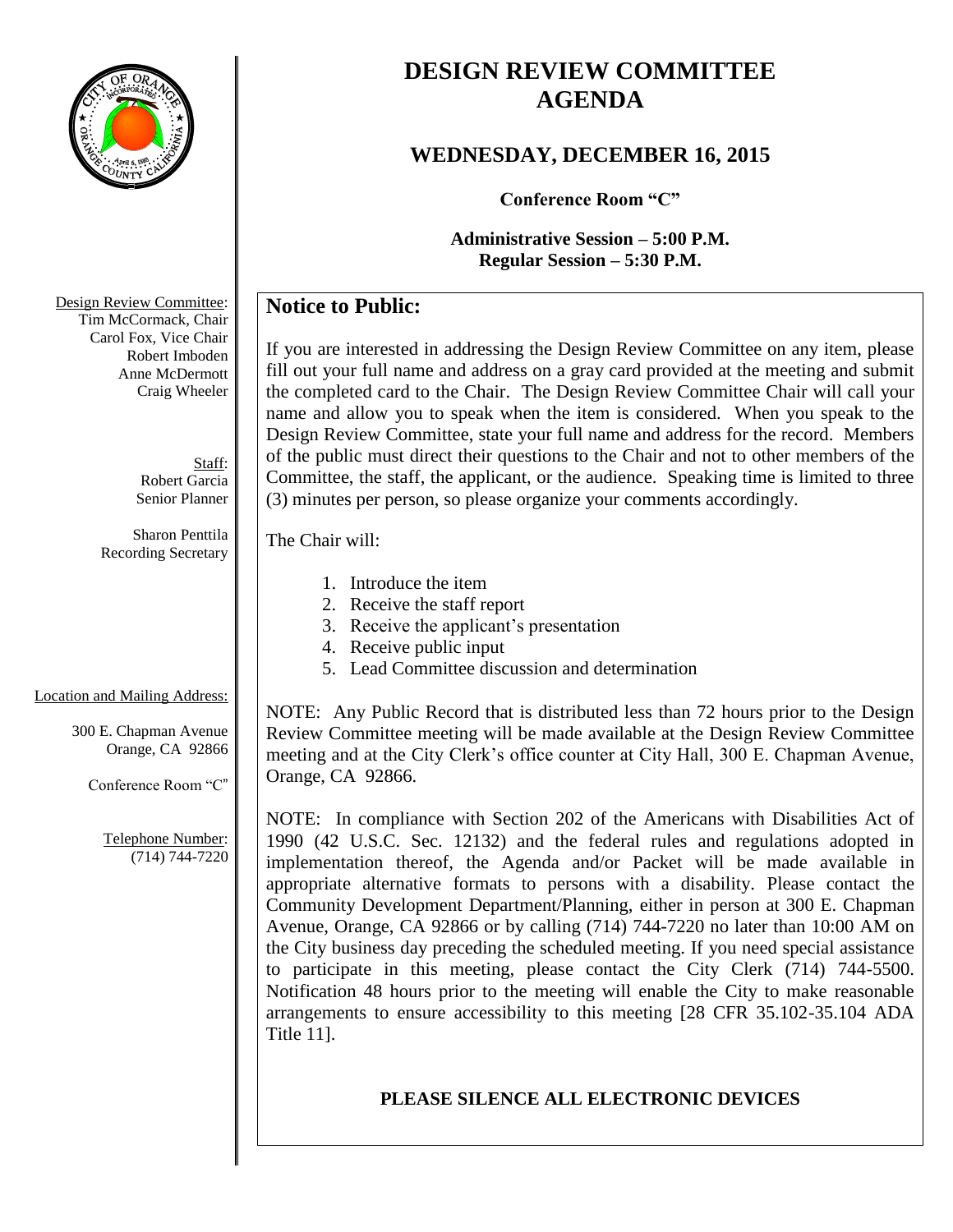# DESIGN REVIEW COMMITTEE AGENDA

## WEDNESDAY, DECEMBER 16, 2015

**Conference Room "C"**

**Administrative Session – 5:00 P.M.**
**Regular Session – 5:30 P.M.**

Design Review Committee:
Tim McCormack, Chair
Carol Fox, Vice Chair
Robert Imboden
Anne McDermott
Craig Wheeler

Staff:
Robert Garcia
Senior Planner

Sharon Penttila
Recording Secretary

Location and Mailing Address:

300 E. Chapman Avenue
Orange, CA 92866

Conference Room "C"

Telephone Number:
(714) 744-7220

### Notice to Public:

If you are interested in addressing the Design Review Committee on any item, please fill out your full name and address on a gray card provided at the meeting and submit the completed card to the Chair. The Design Review Committee Chair will call your name and allow you to speak when the item is considered. When you speak to the Design Review Committee, state your full name and address for the record. Members of the public must direct their questions to the Chair and not to other members of the Committee, the staff, the applicant, or the audience. Speaking time is limited to three (3) minutes per person, so please organize your comments accordingly.

The Chair will:

1. Introduce the item
2. Receive the staff report
3. Receive the applicant's presentation
4. Receive public input
5. Lead Committee discussion and determination

NOTE: Any Public Record that is distributed less than 72 hours prior to the Design Review Committee meeting will be made available at the Design Review Committee meeting and at the City Clerk's office counter at City Hall, 300 E. Chapman Avenue, Orange, CA 92866.

NOTE: In compliance with Section 202 of the Americans with Disabilities Act of 1990 (42 U.S.C. Sec. 12132) and the federal rules and regulations adopted in implementation thereof, the Agenda and/or Packet will be made available in appropriate alternative formats to persons with a disability. Please contact the Community Development Department/Planning, either in person at 300 E. Chapman Avenue, Orange, CA 92866 or by calling (714) 744-7220 no later than 10:00 AM on the City business day preceding the scheduled meeting. If you need special assistance to participate in this meeting, please contact the City Clerk (714) 744-5500. Notification 48 hours prior to the meeting will enable the City to make reasonable arrangements to ensure accessibility to this meeting [28 CFR 35.102-35.104 ADA Title 11].

**PLEASE SILENCE ALL ELECTRONIC DEVICES**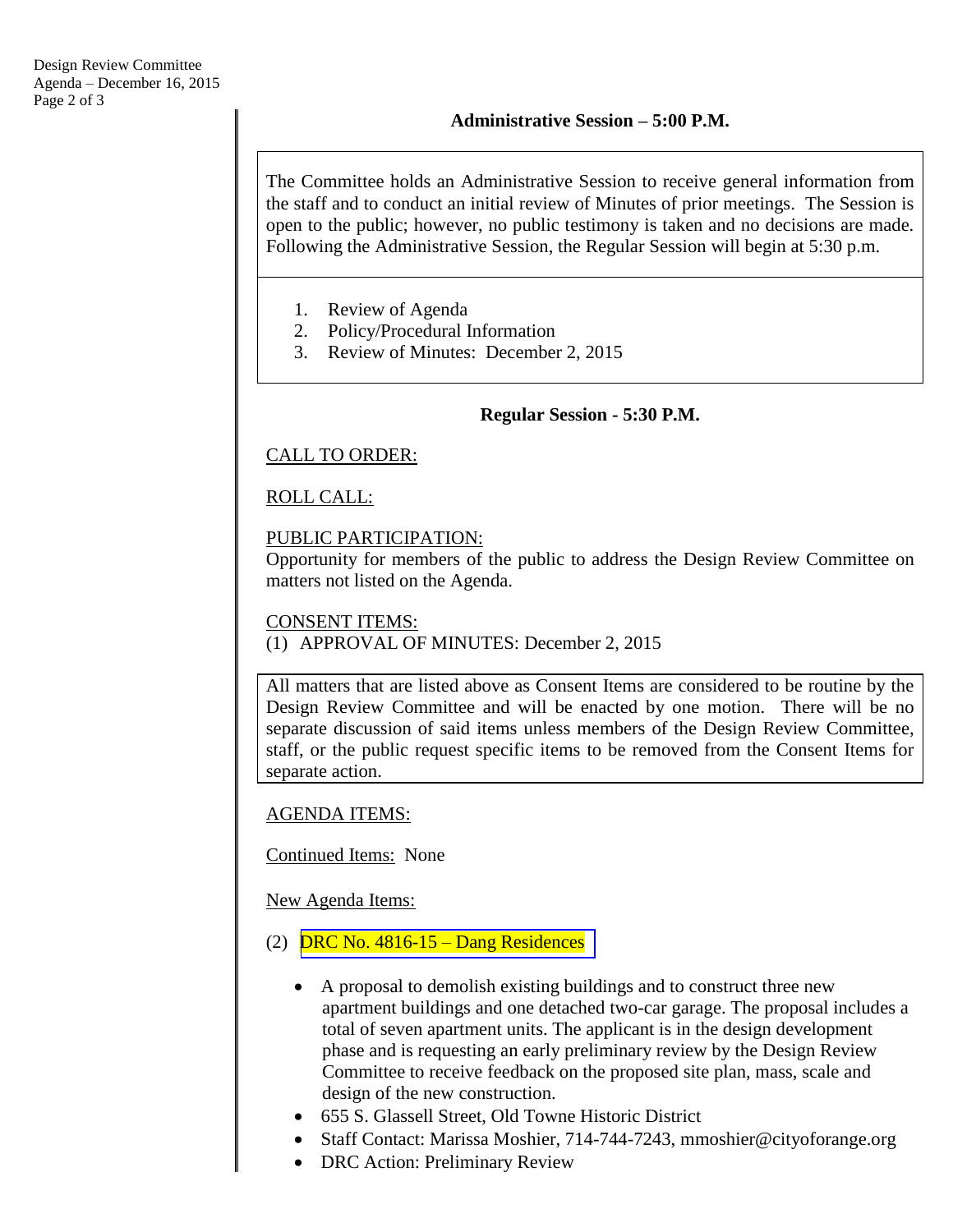**Administrative Session – 5:00 P.M.**

The Committee holds an Administrative Session to receive general information from the staff and to conduct an initial review of Minutes of prior meetings. The Session is open to the public; however, no public testimony is taken and no decisions are made. Following the Administrative Session, the Regular Session will begin at 5:30 p.m.

1. Review of Agenda
2. Policy/Procedural Information
3. Review of Minutes: December 2, 2015

**Regular Session - 5:30 P.M.**

CALL TO ORDER:

ROLL CALL:

PUBLIC PARTICIPATION:
Opportunity for members of the public to address the Design Review Committee on matters not listed on the Agenda.

CONSENT ITEMS:
(1) APPROVAL OF MINUTES: December 2, 2015

All matters that are listed above as Consent Items are considered to be routine by the Design Review Committee and will be enacted by one motion. There will be no separate discussion of said items unless members of the Design Review Committee, staff, or the public request specific items to be removed from the Consent Items for separate action.

AGENDA ITEMS:

Continued Items: None

New Agenda Items:

(2) DRC No. 4816-15 – Dang Residences

- A proposal to demolish existing buildings and to construct three new apartment buildings and one detached two-car garage. The proposal includes a total of seven apartment units. The applicant is in the design development phase and is requesting an early preliminary review by the Design Review Committee to receive feedback on the proposed site plan, mass, scale and design of the new construction.
- 655 S. Glassell Street, Old Towne Historic District
- Staff Contact: Marissa Moshier, 714-744-7243, mmoshier@cityoforange.org
- DRC Action: Preliminary Review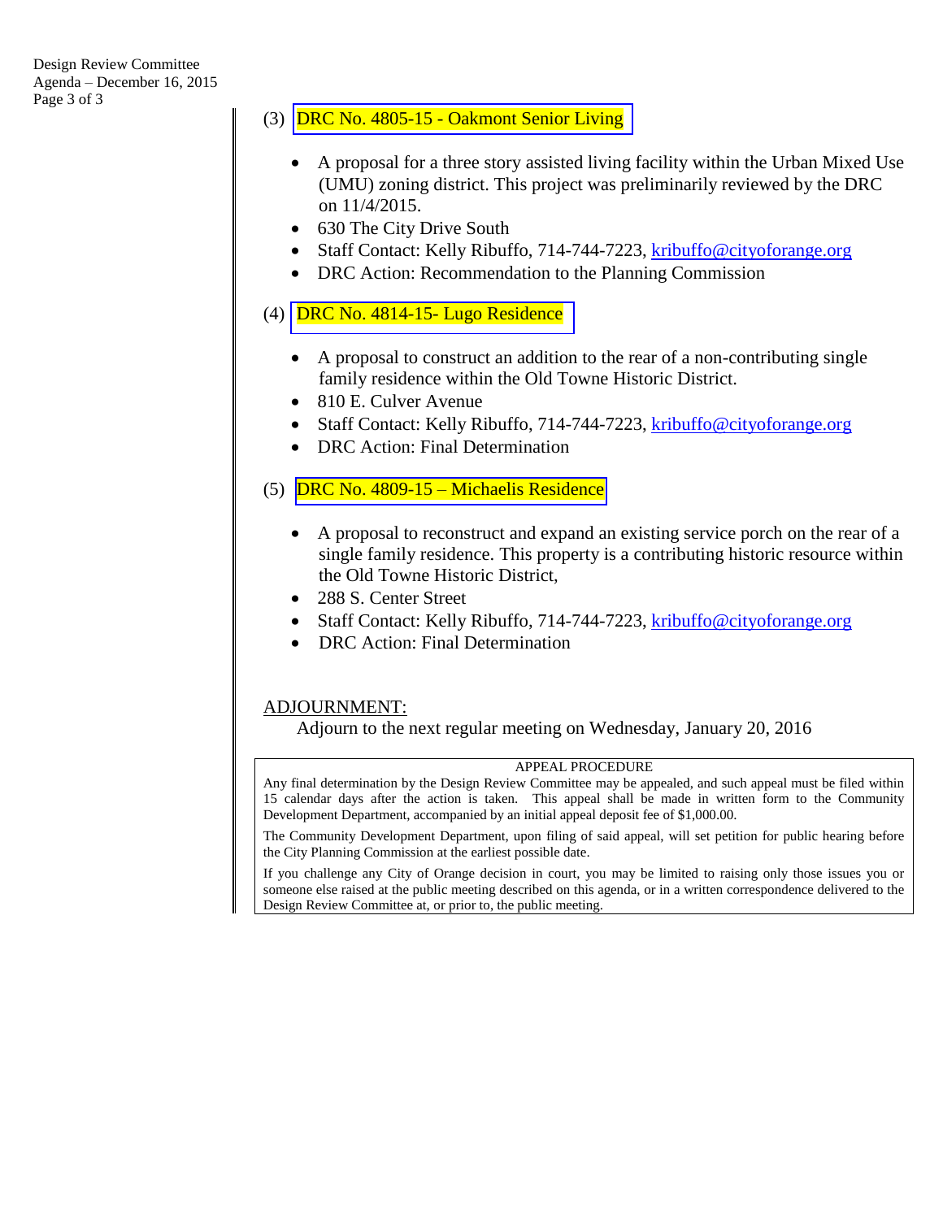(3) DRC No. 4805-15 - Oakmont Senior Living

- A proposal for a three story assisted living facility within the Urban Mixed Use (UMU) zoning district. This project was preliminarily reviewed by the DRC on 11/4/2015.
- 630 The City Drive South
- Staff Contact: Kelly Ribuffo, 714-744-7223, kribuffo@cityoforange.org
- DRC Action: Recommendation to the Planning Commission

(4) DRC No. 4814-15- Lugo Residence

- A proposal to construct an addition to the rear of a non-contributing single family residence within the Old Towne Historic District.
- 810 E. Culver Avenue
- Staff Contact: Kelly Ribuffo, 714-744-7223, kribuffo@cityoforange.org
- DRC Action: Final Determination

(5) DRC No. 4809-15 – Michaelis Residence

- A proposal to reconstruct and expand an existing service porch on the rear of a single family residence. This property is a contributing historic resource within the Old Towne Historic District,
- 288 S. Center Street
- Staff Contact: Kelly Ribuffo, 714-744-7223, kribuffo@cityoforange.org
- DRC Action: Final Determination

ADJOURNMENT:

Adjourn to the next regular meeting on Wednesday, January 20, 2016

APPEAL PROCEDURE

Any final determination by the Design Review Committee may be appealed, and such appeal must be filed within 15 calendar days after the action is taken. This appeal shall be made in written form to the Community Development Department, accompanied by an initial appeal deposit fee of $1,000.00.

The Community Development Department, upon filing of said appeal, will set petition for public hearing before the City Planning Commission at the earliest possible date.

If you challenge any City of Orange decision in court, you may be limited to raising only those issues you or someone else raised at the public meeting described on this agenda, or in a written correspondence delivered to the Design Review Committee at, or prior to, the public meeting.